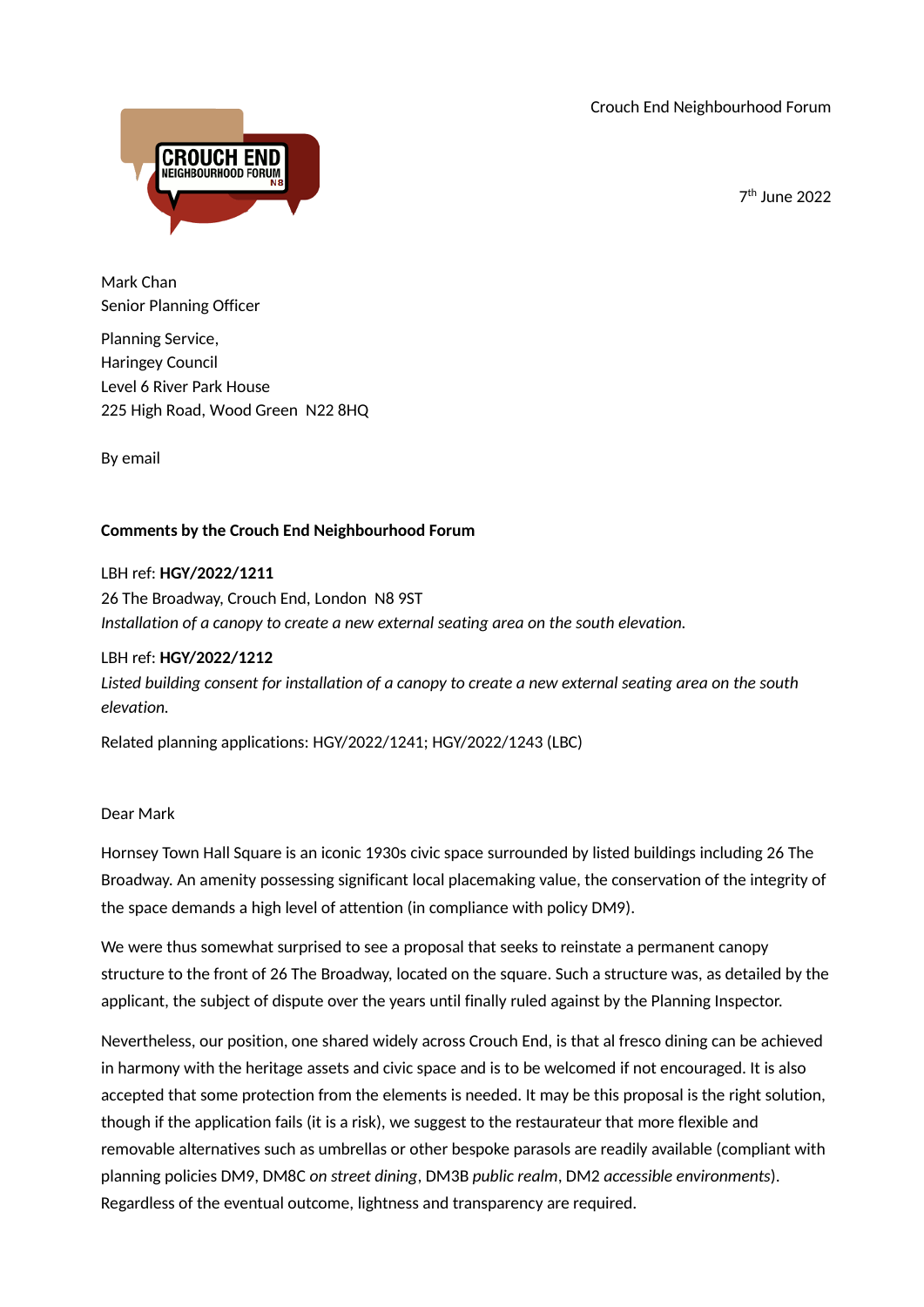Crouch End Neighbourhood Forum

7th June 2022

Mark Chan
Senior Planning Officer

Planning Service,
Haringey Council
Level 6 River Park House
225 High Road, Wood Green  N22 8HQ

By email

**Comments by the Crouch End Neighbourhood Forum**

LBH ref: **HGY/2022/1211**
26 The Broadway, Crouch End, London  N8 9ST
*Installation of a canopy to create a new external seating area on the south elevation.*

LBH ref: **HGY/2022/1212**
*Listed building consent for installation of a canopy to create a new external seating area on the south elevation.*

Related planning applications: HGY/2022/1241; HGY/2022/1243 (LBC)

Dear Mark

Hornsey Town Hall Square is an iconic 1930s civic space surrounded by listed buildings including 26 The Broadway. An amenity possessing significant local placemaking value, the conservation of the integrity of the space demands a high level of attention (in compliance with policy DM9).

We were thus somewhat surprised to see a proposal that seeks to reinstate a permanent canopy structure to the front of 26 The Broadway, located on the square. Such a structure was, as detailed by the applicant, the subject of dispute over the years until finally ruled against by the Planning Inspector.

Nevertheless, our position, one shared widely across Crouch End, is that al fresco dining can be achieved in harmony with the heritage assets and civic space and is to be welcomed if not encouraged. It is also accepted that some protection from the elements is needed. It may be this proposal is the right solution, though if the application fails (it is a risk), we suggest to the restaurateur that more flexible and removable alternatives such as umbrellas or other bespoke parasols are readily available (compliant with planning policies DM9, DM8C *on street dining*, DM3B *public realm*, DM2 *accessible environments*). Regardless of the eventual outcome, lightness and transparency are required.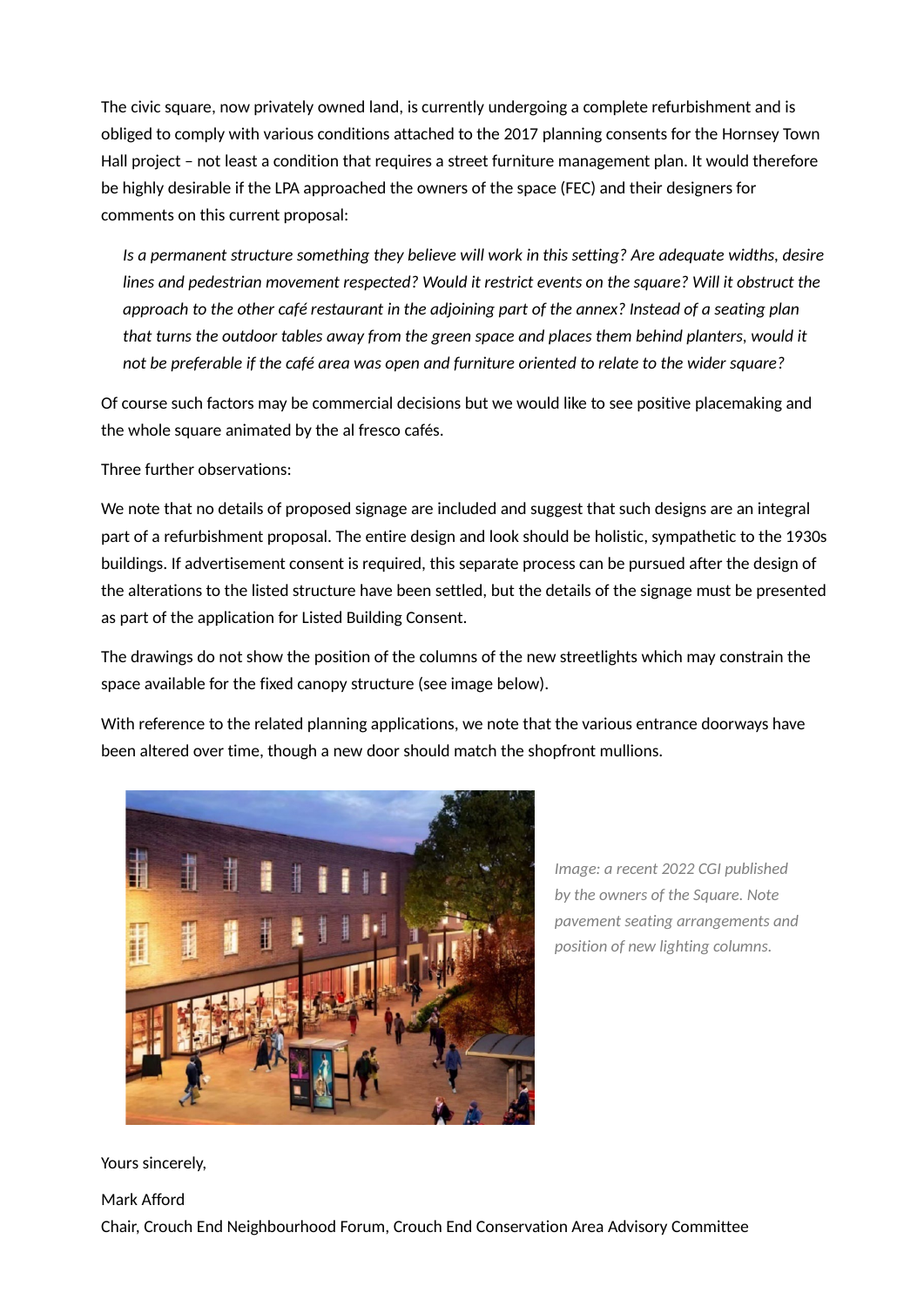The civic square, now privately owned land, is currently undergoing a complete refurbishment and is obliged to comply with various conditions attached to the 2017 planning consents for the Hornsey Town Hall project – not least a condition that requires a street furniture management plan. It would therefore be highly desirable if the LPA approached the owners of the space (FEC) and their designers for comments on this current proposal:

> *Is a permanent structure something they believe will work in this setting? Are adequate widths, desire lines and pedestrian movement respected? Would it restrict events on the square? Will it obstruct the approach to the other café restaurant in the adjoining part of the annex? Instead of a seating plan that turns the outdoor tables away from the green space and places them behind planters, would it not be preferable if the café area was open and furniture oriented to relate to the wider square?*

Of course such factors may be commercial decisions but we would like to see positive placemaking and the whole square animated by the al fresco cafés.

Three further observations:

We note that no details of proposed signage are included and suggest that such designs are an integral part of a refurbishment proposal. The entire design and look should be holistic, sympathetic to the 1930s buildings. If advertisement consent is required, this separate process can be pursued after the design of the alterations to the listed structure have been settled, but the details of the signage must be presented as part of the application for Listed Building Consent.

The drawings do not show the position of the columns of the new streetlights which may constrain the space available for the fixed canopy structure (see image below).

With reference to the related planning applications, we note that the various entrance doorways have been altered over time, though a new door should match the shopfront mullions.

*Image: a recent 2022 CGI published by the owners of the Square. Note pavement seating arrangements and position of new lighting columns.*

Yours sincerely,

Mark Afford
Chair, Crouch End Neighbourhood Forum, Crouch End Conservation Area Advisory Committee